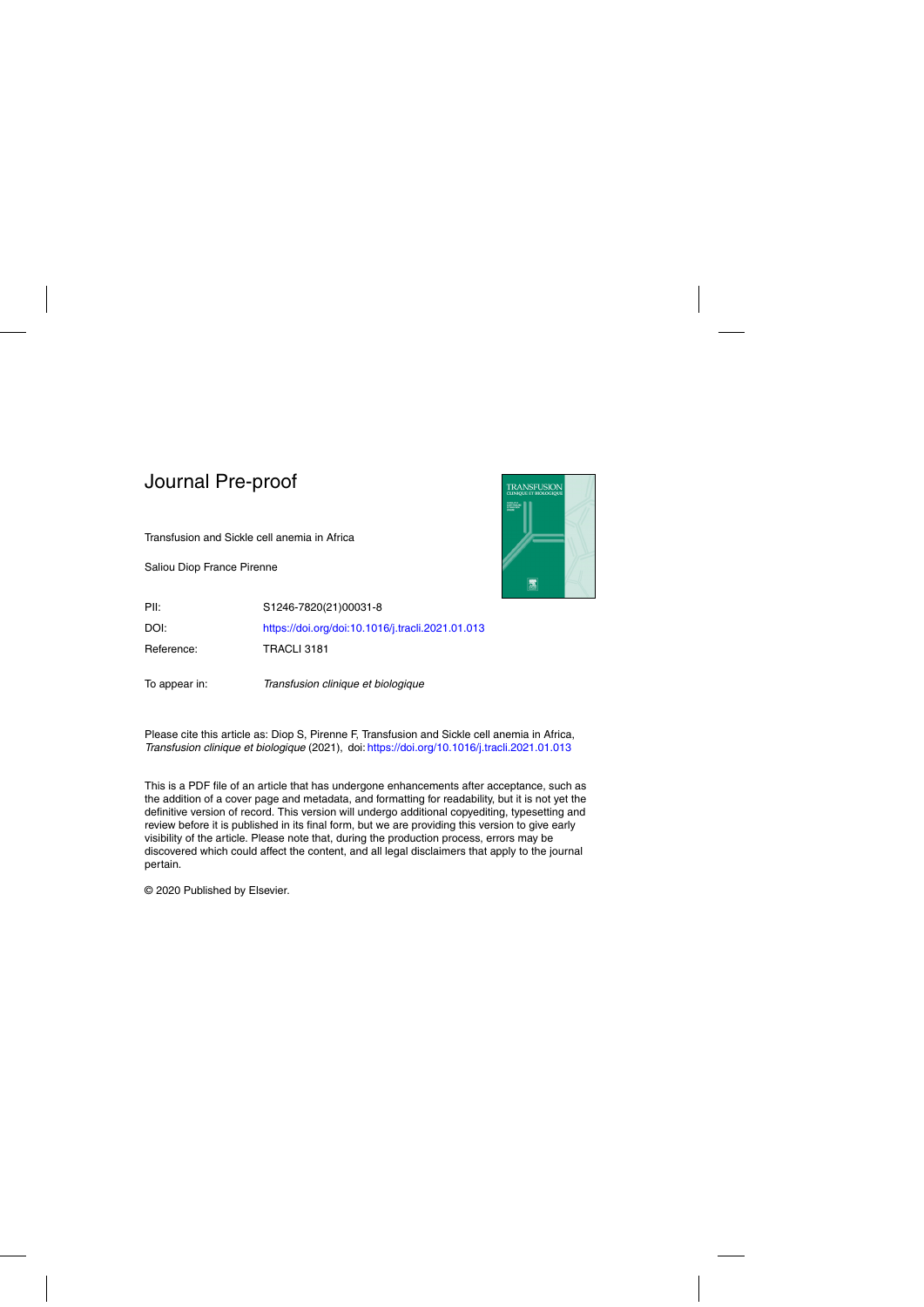# Journal Pre-proof

Transfusion and Sickle cell anemia in Africa

Saliou Diop France Pirenne

| | |
|---|---|
| PII: | S1246-7820(21)00031-8 |
| DOI: | https://doi.org/doi:10.1016/j.tracli.2021.01.013 |
| Reference: | TRACLI 3181 |
| To appear in: | *Transfusion clinique et biologique* |

Please cite this article as: Diop S, Pirenne F, Transfusion and Sickle cell anemia in Africa, *Transfusion clinique et biologique* (2021), doi: https://doi.org/10.1016/j.tracli.2021.01.013

This is a PDF file of an article that has undergone enhancements after acceptance, such as the addition of a cover page and metadata, and formatting for readability, but it is not yet the definitive version of record. This version will undergo additional copyediting, typesetting and review before it is published in its final form, but we are providing this version to give early visibility of the article. Please note that, during the production process, errors may be discovered which could affect the content, and all legal disclaimers that apply to the journal pertain.

© 2020 Published by Elsevier.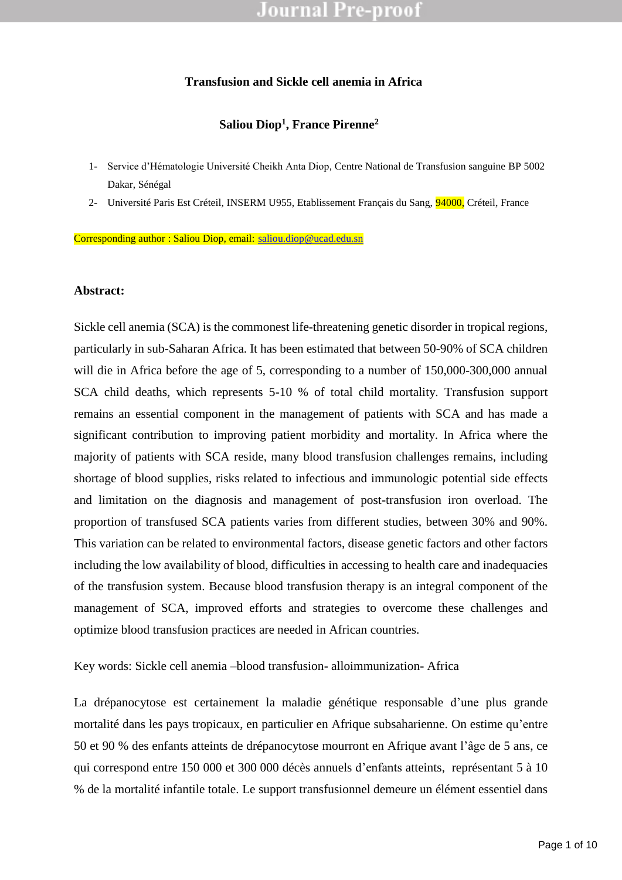**Transfusion and Sickle cell anemia in Africa**

**Saliou Diop[1], France Pirenne[2]**

1- Service d'Hématologie Université Cheikh Anta Diop, Centre National de Transfusion sanguine BP 5002 Dakar, Sénégal
2- Université Paris Est Créteil, INSERM U955, Etablissement Français du Sang, 94000, Créteil, France

Corresponding author : Saliou Diop, email: saliou.diop@ucad.edu.sn

**Abstract:**

Sickle cell anemia (SCA) is the commonest life-threatening genetic disorder in tropical regions, particularly in sub-Saharan Africa. It has been estimated that between 50-90% of SCA children will die in Africa before the age of 5, corresponding to a number of 150,000-300,000 annual SCA child deaths, which represents 5-10 % of total child mortality. Transfusion support remains an essential component in the management of patients with SCA and has made a significant contribution to improving patient morbidity and mortality. In Africa where the majority of patients with SCA reside, many blood transfusion challenges remains, including shortage of blood supplies, risks related to infectious and immunologic potential side effects and limitation on the diagnosis and management of post-transfusion iron overload. The proportion of transfused SCA patients varies from different studies, between 30% and 90%. This variation can be related to environmental factors, disease genetic factors and other factors including the low availability of blood, difficulties in accessing to health care and inadequacies of the transfusion system. Because blood transfusion therapy is an integral component of the management of SCA, improved efforts and strategies to overcome these challenges and optimize blood transfusion practices are needed in African countries.

Key words: Sickle cell anemia –blood transfusion- alloimmunization- Africa

La drépanocytose est certainement la maladie génétique responsable d'une plus grande mortalité dans les pays tropicaux, en particulier en Afrique subsaharienne. On estime qu'entre 50 et 90 % des enfants atteints de drépanocytose mourront en Afrique avant l'âge de 5 ans, ce qui correspond entre 150 000 et 300 000 décès annuels d'enfants atteints, représentant 5 à 10 % de la mortalité infantile totale. Le support transfusionnel demeure un élément essentiel dans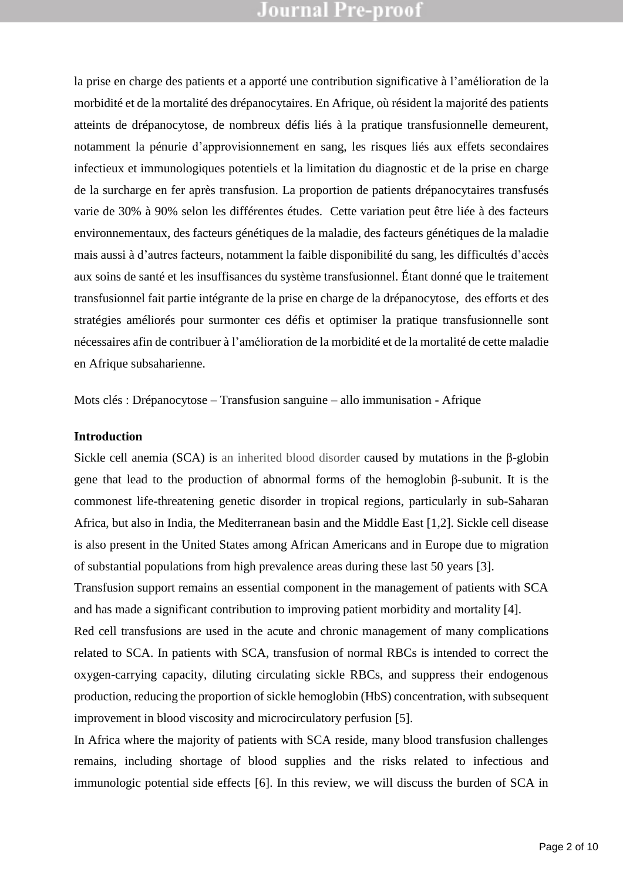la prise en charge des patients et a apporté une contribution significative à l'amélioration de la morbidité et de la mortalité des drépanocytaires. En Afrique, où résident la majorité des patients atteints de drépanocytose, de nombreux défis liés à la pratique transfusionnelle demeurent, notamment la pénurie d'approvisionnement en sang, les risques liés aux effets secondaires infectieux et immunologiques potentiels et la limitation du diagnostic et de la prise en charge de la surcharge en fer après transfusion. La proportion de patients drépanocytaires transfusés varie de 30% à 90% selon les différentes études. Cette variation peut être liée à des facteurs environnementaux, des facteurs génétiques de la maladie, des facteurs génétiques de la maladie mais aussi à d'autres facteurs, notamment la faible disponibilité du sang, les difficultés d'accès aux soins de santé et les insuffisances du système transfusionnel. Étant donné que le traitement transfusionnel fait partie intégrante de la prise en charge de la drépanocytose, des efforts et des stratégies améliorés pour surmonter ces défis et optimiser la pratique transfusionnelle sont nécessaires afin de contribuer à l'amélioration de la morbidité et de la mortalité de cette maladie en Afrique subsaharienne.

Mots clés : Drépanocytose – Transfusion sanguine – allo immunisation - Afrique

**Introduction**

Sickle cell anemia (SCA) is an inherited blood disorder caused by mutations in the β-globin gene that lead to the production of abnormal forms of the hemoglobin β-subunit. It is the commonest life-threatening genetic disorder in tropical regions, particularly in sub-Saharan Africa, but also in India, the Mediterranean basin and the Middle East [1,2]. Sickle cell disease is also present in the United States among African Americans and in Europe due to migration of substantial populations from high prevalence areas during these last 50 years [3].

Transfusion support remains an essential component in the management of patients with SCA and has made a significant contribution to improving patient morbidity and mortality [4].

Red cell transfusions are used in the acute and chronic management of many complications related to SCA. In patients with SCA, transfusion of normal RBCs is intended to correct the oxygen-carrying capacity, diluting circulating sickle RBCs, and suppress their endogenous production, reducing the proportion of sickle hemoglobin (HbS) concentration, with subsequent improvement in blood viscosity and microcirculatory perfusion [5].

In Africa where the majority of patients with SCA reside, many blood transfusion challenges remains, including shortage of blood supplies and the risks related to infectious and immunologic potential side effects [6]. In this review, we will discuss the burden of SCA in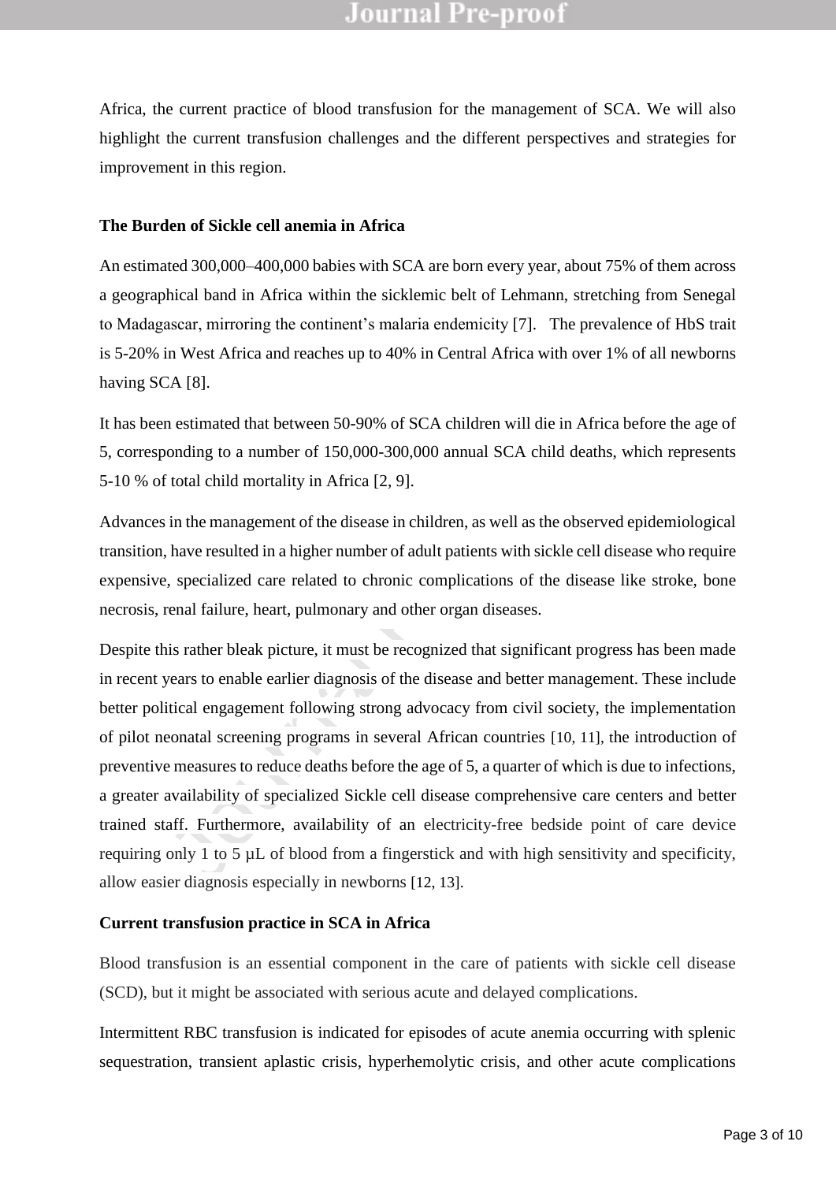Africa, the current practice of blood transfusion for the management of SCA. We will also highlight the current transfusion challenges and the different perspectives and strategies for improvement in this region.

**The Burden of Sickle cell anemia in Africa**

An estimated 300,000–400,000 babies with SCA are born every year, about 75% of them across a geographical band in Africa within the sicklemic belt of Lehmann, stretching from Senegal to Madagascar, mirroring the continent's malaria endemicity [7]. The prevalence of HbS trait is 5-20% in West Africa and reaches up to 40% in Central Africa with over 1% of all newborns having SCA [8].

It has been estimated that between 50-90% of SCA children will die in Africa before the age of 5, corresponding to a number of 150,000-300,000 annual SCA child deaths, which represents 5-10 % of total child mortality in Africa [2, 9].

Advances in the management of the disease in children, as well as the observed epidemiological transition, have resulted in a higher number of adult patients with sickle cell disease who require expensive, specialized care related to chronic complications of the disease like stroke, bone necrosis, renal failure, heart, pulmonary and other organ diseases.

Despite this rather bleak picture, it must be recognized that significant progress has been made in recent years to enable earlier diagnosis of the disease and better management. These include better political engagement following strong advocacy from civil society, the implementation of pilot neonatal screening programs in several African countries [10, 11], the introduction of preventive measures to reduce deaths before the age of 5, a quarter of which is due to infections, a greater availability of specialized Sickle cell disease comprehensive care centers and better trained staff. Furthermore, availability of an electricity-free bedside point of care device requiring only 1 to 5 µL of blood from a fingerstick and with high sensitivity and specificity, allow easier diagnosis especially in newborns [12, 13].

**Current transfusion practice in SCA in Africa**

Blood transfusion is an essential component in the care of patients with sickle cell disease (SCD), but it might be associated with serious acute and delayed complications.

Intermittent RBC transfusion is indicated for episodes of acute anemia occurring with splenic sequestration, transient aplastic crisis, hyperhemolytic crisis, and other acute complications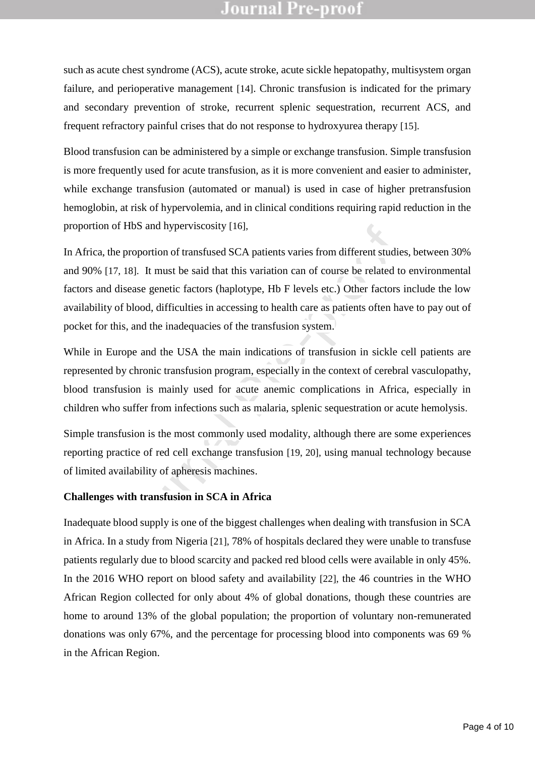such as acute chest syndrome (ACS), acute stroke, acute sickle hepatopathy, multisystem organ failure, and perioperative management [14]. Chronic transfusion is indicated for the primary and secondary prevention of stroke, recurrent splenic sequestration, recurrent ACS, and frequent refractory painful crises that do not response to hydroxyurea therapy [15].

Blood transfusion can be administered by a simple or exchange transfusion. Simple transfusion is more frequently used for acute transfusion, as it is more convenient and easier to administer, while exchange transfusion (automated or manual) is used in case of higher pretransfusion hemoglobin, at risk of hypervolemia, and in clinical conditions requiring rapid reduction in the proportion of HbS and hyperviscosity [16],

In Africa, the proportion of transfused SCA patients varies from different studies, between 30% and 90% [17, 18]. It must be said that this variation can of course be related to environmental factors and disease genetic factors (haplotype, Hb F levels etc.) Other factors include the low availability of blood, difficulties in accessing to health care as patients often have to pay out of pocket for this, and the inadequacies of the transfusion system.

While in Europe and the USA the main indications of transfusion in sickle cell patients are represented by chronic transfusion program, especially in the context of cerebral vasculopathy, blood transfusion is mainly used for acute anemic complications in Africa, especially in children who suffer from infections such as malaria, splenic sequestration or acute hemolysis.

Simple transfusion is the most commonly used modality, although there are some experiences reporting practice of red cell exchange transfusion [19, 20], using manual technology because of limited availability of apheresis machines.

**Challenges with transfusion in SCA in Africa**

Inadequate blood supply is one of the biggest challenges when dealing with transfusion in SCA in Africa. In a study from Nigeria [21], 78% of hospitals declared they were unable to transfuse patients regularly due to blood scarcity and packed red blood cells were available in only 45%. In the 2016 WHO report on blood safety and availability [22], the 46 countries in the WHO African Region collected for only about 4% of global donations, though these countries are home to around 13% of the global population; the proportion of voluntary non-remunerated donations was only 67%, and the percentage for processing blood into components was 69 % in the African Region.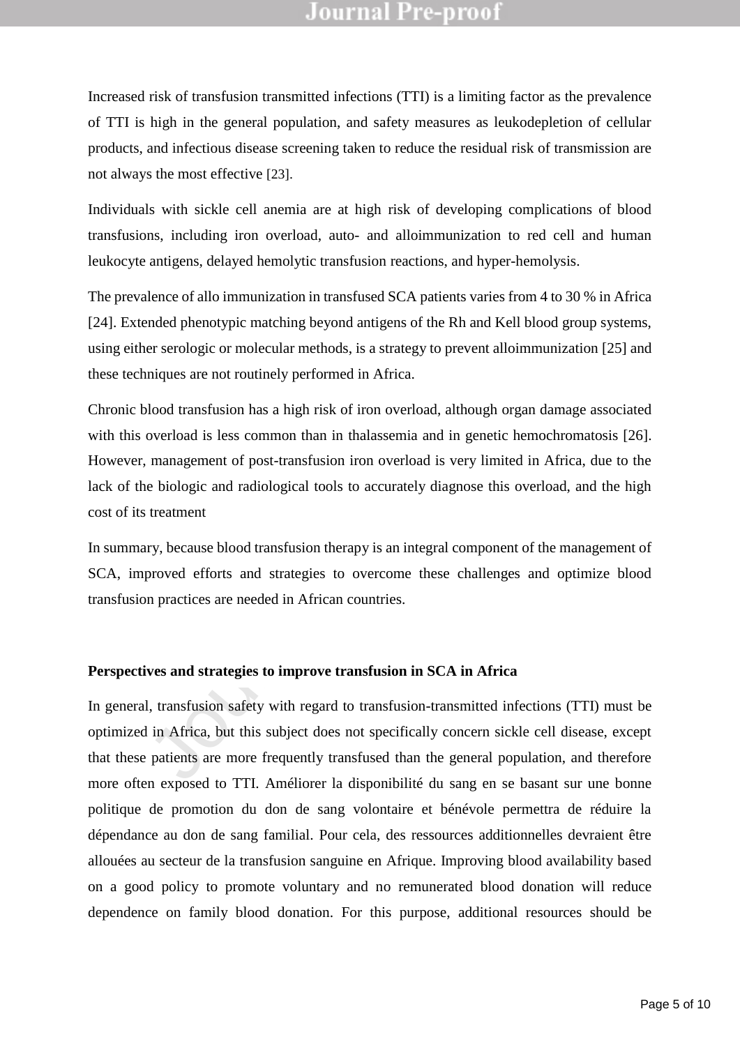Increased risk of transfusion transmitted infections (TTI) is a limiting factor as the prevalence of TTI is high in the general population, and safety measures as leukodepletion of cellular products, and infectious disease screening taken to reduce the residual risk of transmission are not always the most effective [23].

Individuals with sickle cell anemia are at high risk of developing complications of blood transfusions, including iron overload, auto- and alloimmunization to red cell and human leukocyte antigens, delayed hemolytic transfusion reactions, and hyper-hemolysis.

The prevalence of allo immunization in transfused SCA patients varies from 4 to 30 % in Africa [24]. Extended phenotypic matching beyond antigens of the Rh and Kell blood group systems, using either serologic or molecular methods, is a strategy to prevent alloimmunization [25] and these techniques are not routinely performed in Africa.

Chronic blood transfusion has a high risk of iron overload, although organ damage associated with this overload is less common than in thalassemia and in genetic hemochromatosis [26]. However, management of post-transfusion iron overload is very limited in Africa, due to the lack of the biologic and radiological tools to accurately diagnose this overload, and the high cost of its treatment

In summary, because blood transfusion therapy is an integral component of the management of SCA, improved efforts and strategies to overcome these challenges and optimize blood transfusion practices are needed in African countries.

**Perspectives and strategies to improve transfusion in SCA in Africa**

In general, transfusion safety with regard to transfusion-transmitted infections (TTI) must be optimized in Africa, but this subject does not specifically concern sickle cell disease, except that these patients are more frequently transfused than the general population, and therefore more often exposed to TTI. Améliorer la disponibilité du sang en se basant sur une bonne politique de promotion du don de sang volontaire et bénévole permettra de réduire la dépendance au don de sang familial. Pour cela, des ressources additionnelles devraient être allouées au secteur de la transfusion sanguine en Afrique. Improving blood availability based on a good policy to promote voluntary and no remunerated blood donation will reduce dependence on family blood donation. For this purpose, additional resources should be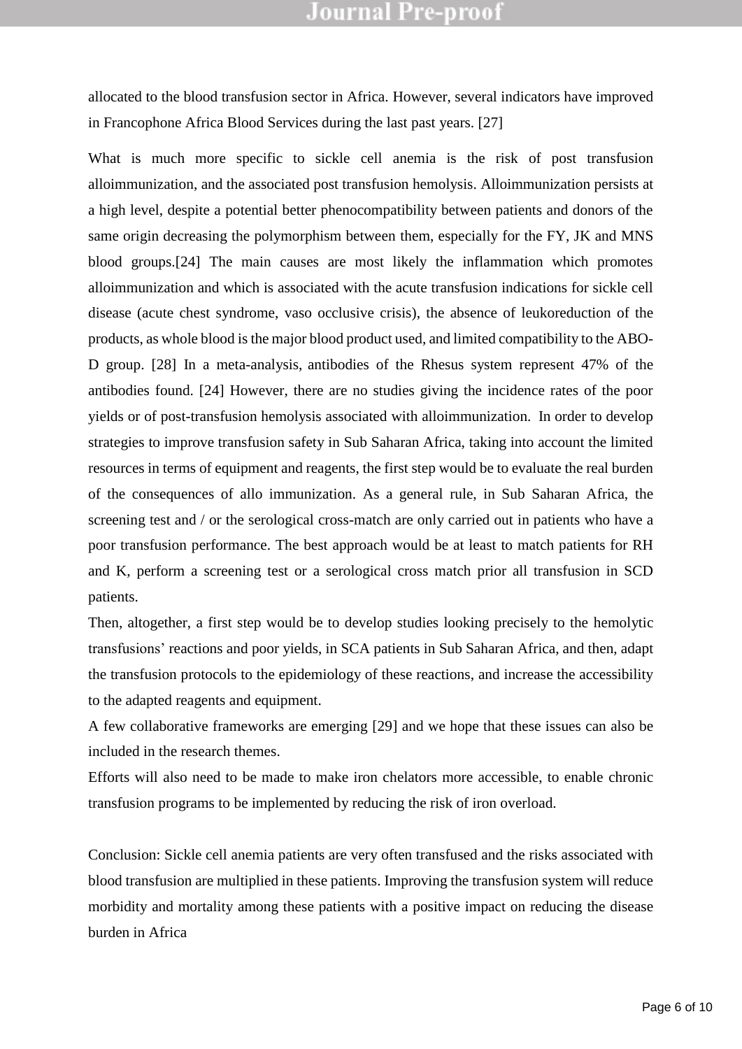allocated to the blood transfusion sector in Africa. However, several indicators have improved in Francophone Africa Blood Services during the last past years. [27]

What is much more specific to sickle cell anemia is the risk of post transfusion alloimmunization, and the associated post transfusion hemolysis. Alloimmunization persists at a high level, despite a potential better phenocompatibility between patients and donors of the same origin decreasing the polymorphism between them, especially for the FY, JK and MNS blood groups.[24] The main causes are most likely the inflammation which promotes alloimmunization and which is associated with the acute transfusion indications for sickle cell disease (acute chest syndrome, vaso occlusive crisis), the absence of leukoreduction of the products, as whole blood is the major blood product used, and limited compatibility to the ABO-D group. [28] In a meta-analysis, antibodies of the Rhesus system represent 47% of the antibodies found. [24] However, there are no studies giving the incidence rates of the poor yields or of post-transfusion hemolysis associated with alloimmunization. In order to develop strategies to improve transfusion safety in Sub Saharan Africa, taking into account the limited resources in terms of equipment and reagents, the first step would be to evaluate the real burden of the consequences of allo immunization. As a general rule, in Sub Saharan Africa, the screening test and / or the serological cross-match are only carried out in patients who have a poor transfusion performance. The best approach would be at least to match patients for RH and K, perform a screening test or a serological cross match prior all transfusion in SCD patients.

Then, altogether, a first step would be to develop studies looking precisely to the hemolytic transfusions' reactions and poor yields, in SCA patients in Sub Saharan Africa, and then, adapt the transfusion protocols to the epidemiology of these reactions, and increase the accessibility to the adapted reagents and equipment.

A few collaborative frameworks are emerging [29] and we hope that these issues can also be included in the research themes.

Efforts will also need to be made to make iron chelators more accessible, to enable chronic transfusion programs to be implemented by reducing the risk of iron overload.

Conclusion: Sickle cell anemia patients are very often transfused and the risks associated with blood transfusion are multiplied in these patients. Improving the transfusion system will reduce morbidity and mortality among these patients with a positive impact on reducing the disease burden in Africa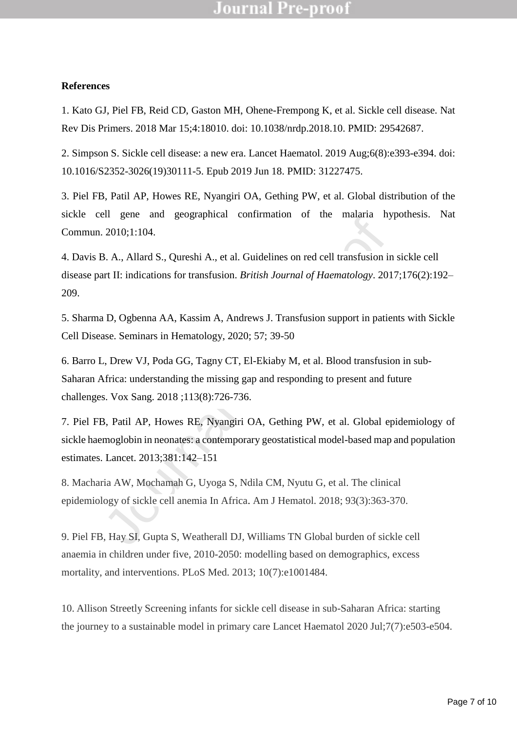**References**

1. Kato GJ, Piel FB, Reid CD, Gaston MH, Ohene-Frempong K, et al. Sickle cell disease. Nat Rev Dis Primers. 2018 Mar 15;4:18010. doi: 10.1038/nrdp.2018.10. PMID: 29542687.

2. Simpson S. Sickle cell disease: a new era. Lancet Haematol. 2019 Aug;6(8):e393-e394. doi: 10.1016/S2352-3026(19)30111-5. Epub 2019 Jun 18. PMID: 31227475.

3. Piel FB, Patil AP, Howes RE, Nyangiri OA, Gething PW, et al. Global distribution of the sickle cell gene and geographical confirmation of the malaria hypothesis. Nat Commun. 2010;1:104.

4. Davis B. A., Allard S., Qureshi A., et al. Guidelines on red cell transfusion in sickle cell disease part II: indications for transfusion. *British Journal of Haematology*. 2017;176(2):192–209.

5. Sharma D, Ogbenna AA, Kassim A, Andrews J. Transfusion support in patients with Sickle Cell Disease. Seminars in Hematology, 2020; 57; 39-50

6. Barro L, Drew VJ, Poda GG, Tagny CT, El-Ekiaby M, et al. Blood transfusion in sub-Saharan Africa: understanding the missing gap and responding to present and future challenges. Vox Sang. 2018 ;113(8):726-736.

7. Piel FB, Patil AP, Howes RE, Nyangiri OA, Gething PW, et al. Global epidemiology of sickle haemoglobin in neonates: a contemporary geostatistical model-based map and population estimates. Lancet. 2013;381:142–151

8. Macharia AW, Mochamah G, Uyoga S, Ndila CM, Nyutu G, et al. The clinical epidemiology of sickle cell anemia In Africa. Am J Hematol. 2018; 93(3):363-370.

9. Piel FB, Hay SI, Gupta S, Weatherall DJ, Williams TN Global burden of sickle cell anaemia in children under five, 2010-2050: modelling based on demographics, excess mortality, and interventions. PLoS Med. 2013; 10(7):e1001484.

10. Allison Streetly Screening infants for sickle cell disease in sub-Saharan Africa: starting the journey to a sustainable model in primary care Lancet Haematol 2020 Jul;7(7):e503-e504.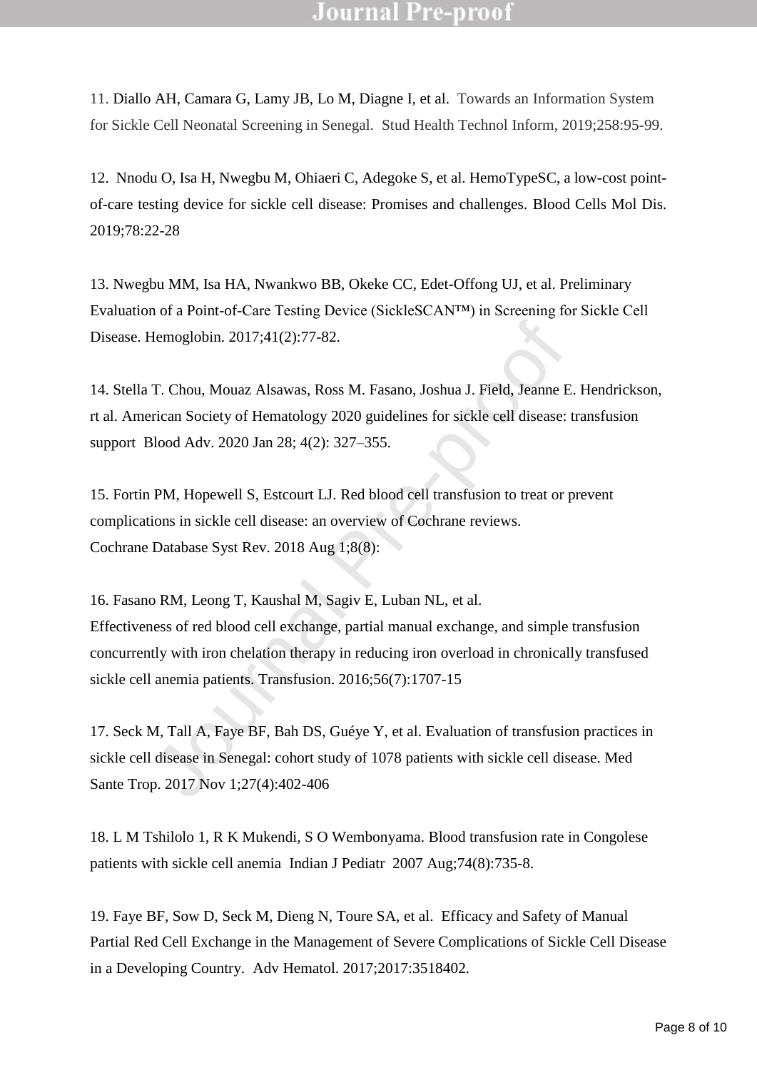11. Diallo AH, Camara G, Lamy JB, Lo M, Diagne I, et al. Towards an Information System for Sickle Cell Neonatal Screening in Senegal. Stud Health Technol Inform, 2019;258:95-99.

12. Nnodu O, Isa H, Nwegbu M, Ohiaeri C, Adegoke S, et al. HemoTypeSC, a low-cost point-of-care testing device for sickle cell disease: Promises and challenges. Blood Cells Mol Dis. 2019;78:22-28

13. Nwegbu MM, Isa HA, Nwankwo BB, Okeke CC, Edet-Offong UJ, et al. Preliminary Evaluation of a Point-of-Care Testing Device (SickleSCAN™) in Screening for Sickle Cell Disease. Hemoglobin. 2017;41(2):77-82.

14. Stella T. Chou, Mouaz Alsawas, Ross M. Fasano, Joshua J. Field, Jeanne E. Hendrickson, rt al. American Society of Hematology 2020 guidelines for sickle cell disease: transfusion support Blood Adv. 2020 Jan 28; 4(2): 327–355.

15. Fortin PM, Hopewell S, Estcourt LJ. Red blood cell transfusion to treat or prevent complications in sickle cell disease: an overview of Cochrane reviews. Cochrane Database Syst Rev. 2018 Aug 1;8(8):

16. Fasano RM, Leong T, Kaushal M, Sagiv E, Luban NL, et al. Effectiveness of red blood cell exchange, partial manual exchange, and simple transfusion concurrently with iron chelation therapy in reducing iron overload in chronically transfused sickle cell anemia patients. Transfusion. 2016;56(7):1707-15

17. Seck M, Tall A, Faye BF, Bah DS, Guéye Y, et al. Evaluation of transfusion practices in sickle cell disease in Senegal: cohort study of 1078 patients with sickle cell disease. Med Sante Trop. 2017 Nov 1;27(4):402-406

18. L M Tshilolo 1, R K Mukendi, S O Wembonyama. Blood transfusion rate in Congolese patients with sickle cell anemia Indian J Pediatr 2007 Aug;74(8):735-8.

19. Faye BF, Sow D, Seck M, Dieng N, Toure SA, et al. Efficacy and Safety of Manual Partial Red Cell Exchange in the Management of Severe Complications of Sickle Cell Disease in a Developing Country. Adv Hematol. 2017;2017:3518402.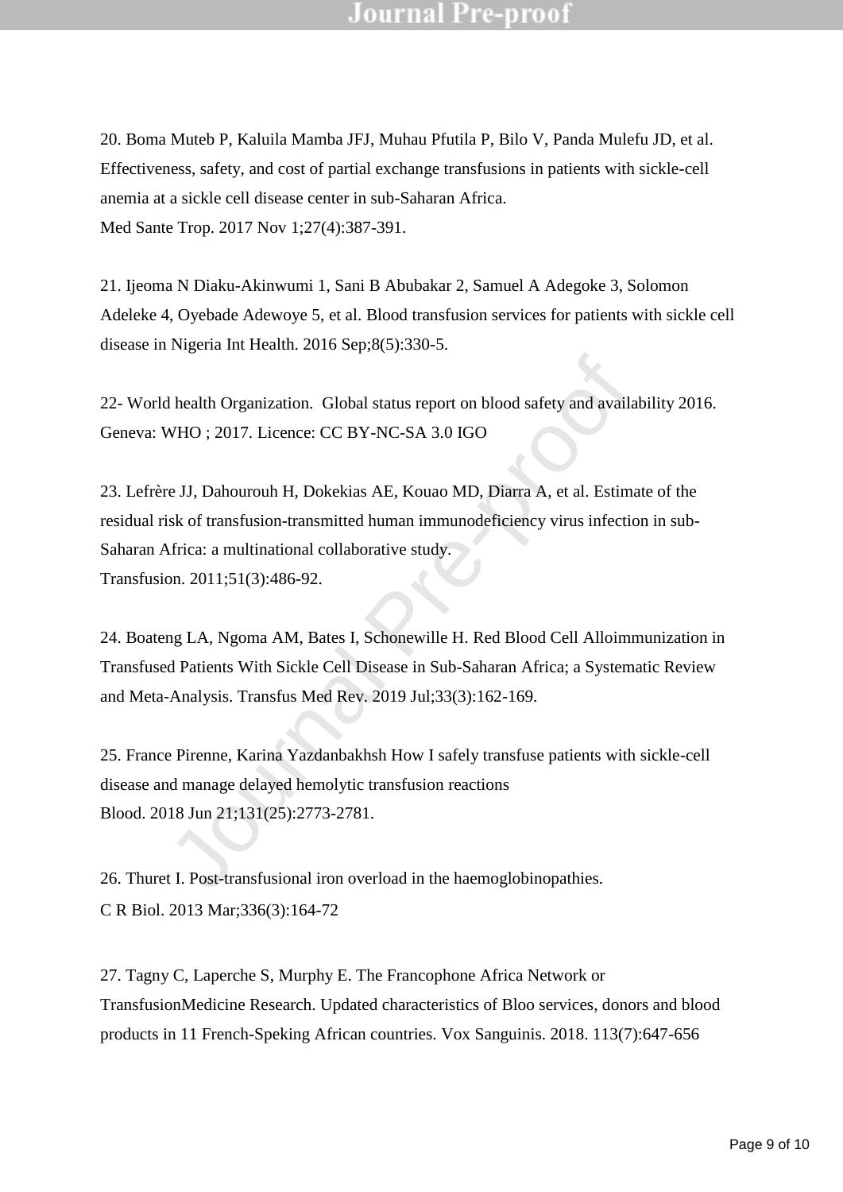20. Boma Muteb P, Kaluila Mamba JFJ, Muhau Pfutila P, Bilo V, Panda Mulefu JD, et al. Effectiveness, safety, and cost of partial exchange transfusions in patients with sickle-cell anemia at a sickle cell disease center in sub-Saharan Africa.
Med Sante Trop. 2017 Nov 1;27(4):387-391.

21. Ijeoma N Diaku-Akinwumi 1, Sani B Abubakar 2, Samuel A Adegoke 3, Solomon Adeleke 4, Oyebade Adewoye 5, et al. Blood transfusion services for patients with sickle cell disease in Nigeria Int Health. 2016 Sep;8(5):330-5.

22- World health Organization. Global status report on blood safety and availability 2016. Geneva: WHO ; 2017. Licence: CC BY-NC-SA 3.0 IGO

23. Lefrère JJ, Dahourouh H, Dokekias AE, Kouao MD, Diarra A, et al. Estimate of the residual risk of transfusion-transmitted human immunodeficiency virus infection in sub-Saharan Africa: a multinational collaborative study.
Transfusion. 2011;51(3):486-92.

24. Boateng LA, Ngoma AM, Bates I, Schonewille H. Red Blood Cell Alloimmunization in Transfused Patients With Sickle Cell Disease in Sub-Saharan Africa; a Systematic Review and Meta-Analysis. Transfus Med Rev. 2019 Jul;33(3):162-169.

25. France Pirenne, Karina Yazdanbakhsh How I safely transfuse patients with sickle-cell disease and manage delayed hemolytic transfusion reactions
Blood. 2018 Jun 21;131(25):2773-2781.

26. Thuret I. Post-transfusional iron overload in the haemoglobinopathies.
C R Biol. 2013 Mar;336(3):164-72

27. Tagny C, Laperche S, Murphy E. The Francophone Africa Network or TransfusionMedicine Research. Updated characteristics of Bloo services, donors and blood products in 11 French-Speking African countries. Vox Sanguinis. 2018. 113(7):647-656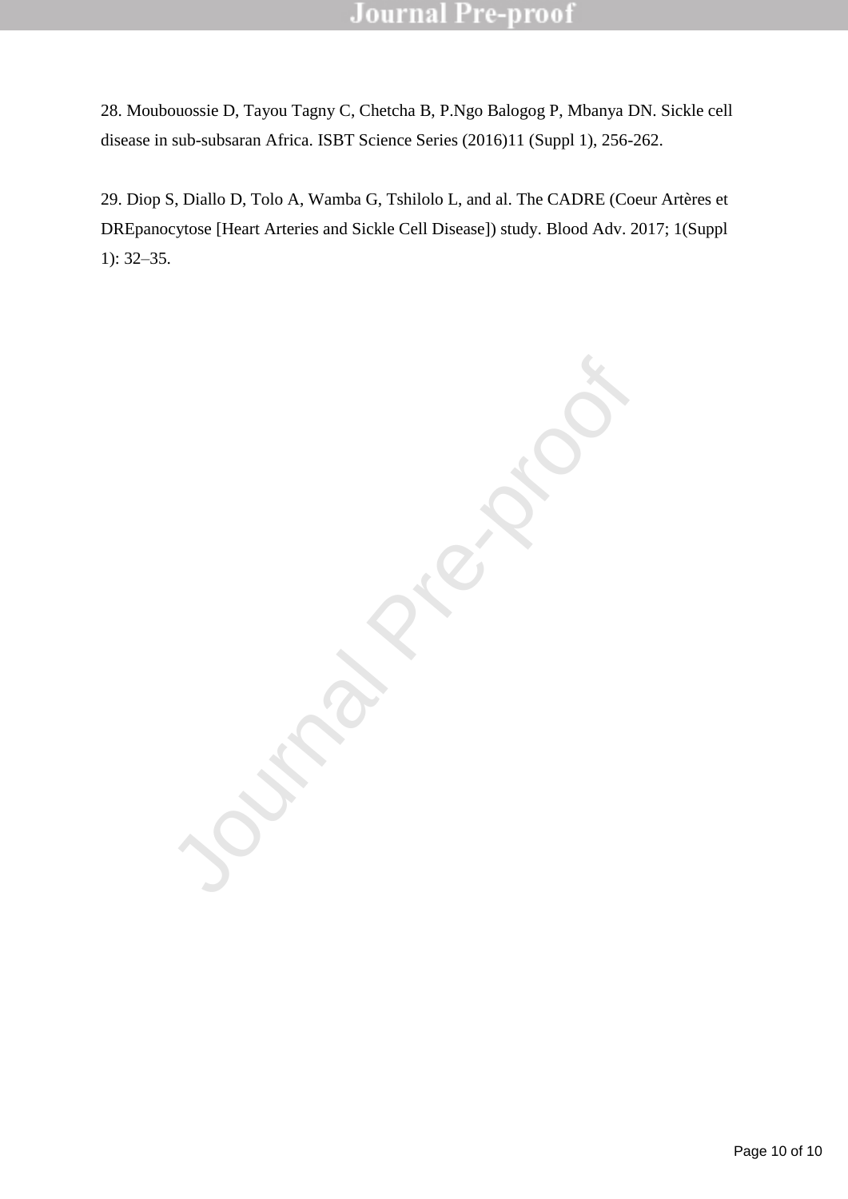28. Moubouossie D, Tayou Tagny C, Chetcha B, P.Ngo Balogog P, Mbanya DN. Sickle cell disease in sub-subsaran Africa. ISBT Science Series (2016)11 (Suppl 1), 256-262.

29. Diop S, Diallo D, Tolo A, Wamba G, Tshilolo L, and al. The CADRE (Coeur Artères et DREpanocytose [Heart Arteries and Sickle Cell Disease]) study. Blood Adv. 2017; 1(Suppl 1): 32–35.